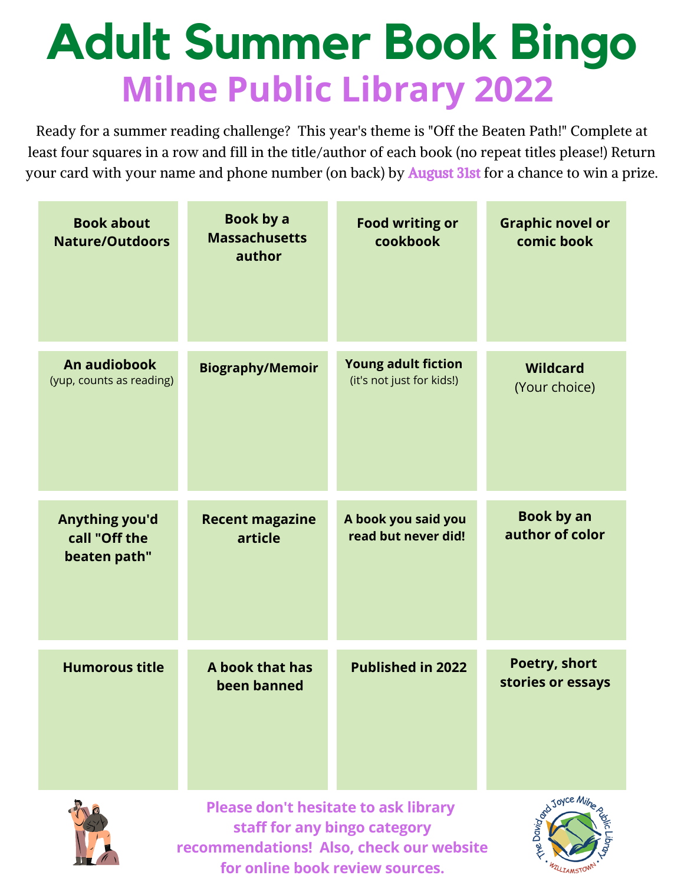# Adult Summer Book Bingo

## Milne Public Library 2022

Ready for a summer reading challenge? This year's theme is "Off the Beaten Path!" Complete at least four squares in a row and fill in the title/author of each book (no repeat titles please!) Return your card with your name and phone number (on back) by **August 31st** for a chance to win a prize.

| | | | |
|---|---|---|---|
| **Book about Nature/Outdoors** | **Book by a Massachusetts author** | **Food writing or cookbook** | **Graphic novel or comic book** |
| **An audiobook** (yup, counts as reading) | **Biography/Memoir** | **Young adult fiction** (it's not just for kids!) | **Wildcard** (Your choice) |
| **Anything you'd call "Off the beaten path"** | **Recent magazine article** | **A book you said you read but never did!** | **Book by an author of color** |
| **Humorous title** | **A book that has been banned** | **Published in 2022** | **Poetry, short stories or essays** |

**Please don't hesitate to ask library staff for any bingo category recommendations! Also, check our website for online book review sources.**

The David and Joyce Milne Public Library
WILLIAMSTOWN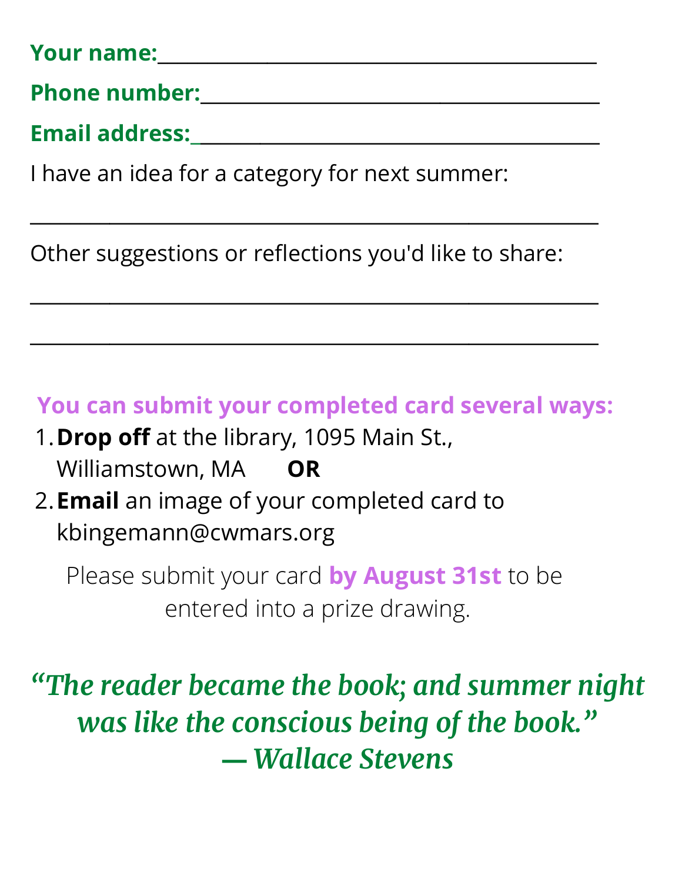**Your name:**\_\_\_\_\_\_\_\_\_\_\_\_\_\_\_\_\_\_\_\_\_\_\_\_\_\_\_\_\_\_\_\_\_\_\_\_\_\_\_\_

**Phone number:**\_\_\_\_\_\_\_\_\_\_\_\_\_\_\_\_\_\_\_\_\_\_\_\_\_\_\_\_\_\_\_\_\_\_\_\_\_\_

**Email address:**\_\_\_\_\_\_\_\_\_\_\_\_\_\_\_\_\_\_\_\_\_\_\_\_\_\_\_\_\_\_\_\_\_\_\_\_\_\_\_

I have an idea for a category for next summer:

\_\_\_\_\_\_\_\_\_\_\_\_\_\_\_\_\_\_\_\_\_\_\_\_\_\_\_\_\_\_\_\_\_\_\_\_\_\_\_\_\_\_\_\_\_\_\_\_\_\_\_\_

Other suggestions or reflections you'd like to share:

\_\_\_\_\_\_\_\_\_\_\_\_\_\_\_\_\_\_\_\_\_\_\_\_\_\_\_\_\_\_\_\_\_\_\_\_\_\_\_\_\_\_\_\_\_\_\_\_\_\_\_\_

\_\_\_\_\_\_\_\_\_\_\_\_\_\_\_\_\_\_\_\_\_\_\_\_\_\_\_\_\_\_\_\_\_\_\_\_\_\_\_\_\_\_\_\_\_\_\_\_\_\_\_\_

**You can submit your completed card several ways:**

1. **Drop off** at the library, 1095 Main St., Williamstown, MA **OR**
2. **Email** an image of your completed card to kbingemann@cwmars.org

Please submit your card **by August 31st** to be entered into a prize drawing.

***"The reader became the book; and summer night was like the conscious being of the book." — Wallace Stevens***